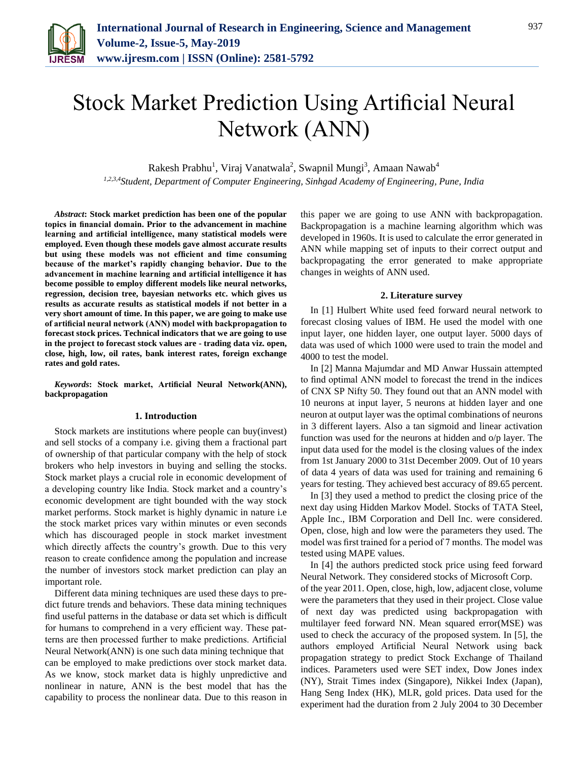# Stock Market Prediction Using Artificial Neural Network (ANN)

Rakesh Prabhu[1], Viraj Vanatwala[2], Swapnil Mungi[3], Amaan Nawab[4]

[1,2,3,4]*Student, Department of Computer Engineering, Sinhgad Academy of Engineering, Pune, India*

***Abstract*: Stock market prediction has been one of the popular topics in financial domain. Prior to the advancement in machine learning and artificial intelligence, many statistical models were employed. Even though these models gave almost accurate results but using these models was not efficient and time consuming because of the market's rapidly changing behavior. Due to the advancement in machine learning and artificial intelligence it has become possible to employ different models like neural networks, regression, decision tree, bayesian networks etc. which gives us results as accurate results as statistical models if not better in a very short amount of time. In this paper, we are going to make use of artificial neural network (ANN) model with backpropagation to forecast stock prices. Technical indicators that we are going to use in the project to forecast stock values are - trading data viz. open, close, high, low, oil rates, bank interest rates, foreign exchange rates and gold rates.**

***Keywords*: Stock market, Artificial Neural Network(ANN), backpropagation**

## 1. Introduction

Stock markets are institutions where people can buy(invest) and sell stocks of a company i.e. giving them a fractional part of ownership of that particular company with the help of stock brokers who help investors in buying and selling the stocks. Stock market plays a crucial role in economic development of a developing country like India. Stock market and a country's economic development are tight bounded with the way stock market performs. Stock market is highly dynamic in nature i.e the stock market prices vary within minutes or even seconds which has discouraged people in stock market investment which directly affects the country's growth. Due to this very reason to create confidence among the population and increase the number of investors stock market prediction can play an important role.

Different data mining techniques are used these days to predict future trends and behaviors. These data mining techniques find useful patterns in the database or data set which is difficult for humans to comprehend in a very efficient way. These patterns are then processed further to make predictions. Artificial Neural Network(ANN) is one such data mining technique that can be employed to make predictions over stock market data. As we know, stock market data is highly unpredictive and nonlinear in nature, ANN is the best model that has the capability to process the nonlinear data. Due to this reason in this paper we are going to use ANN with backpropagation. Backpropagation is a machine learning algorithm which was developed in 1960s. It is used to calculate the error generated in ANN while mapping set of inputs to their correct output and backpropagating the error generated to make appropriate changes in weights of ANN used.

## 2. Literature survey

In [1] Hulbert White used feed forward neural network to forecast closing values of IBM. He used the model with one input layer, one hidden layer, one output layer. 5000 days of data was used of which 1000 were used to train the model and 4000 to test the model.

In [2] Manna Majumdar and MD Anwar Hussain attempted to find optimal ANN model to forecast the trend in the indices of CNX SP Nifty 50. They found out that an ANN model with 10 neurons at input layer, 5 neurons at hidden layer and one neuron at output layer was the optimal combinations of neurons in 3 different layers. Also a tan sigmoid and linear activation function was used for the neurons at hidden and o/p layer. The input data used for the model is the closing values of the index from 1st January 2000 to 31st December 2009. Out of 10 years of data 4 years of data was used for training and remaining 6 years for testing. They achieved best accuracy of 89.65 percent.

In [3] they used a method to predict the closing price of the next day using Hidden Markov Model. Stocks of TATA Steel, Apple Inc., IBM Corporation and Dell Inc. were considered. Open, close, high and low were the parameters they used. The model was first trained for a period of 7 months. The model was tested using MAPE values.

In [4] the authors predicted stock price using feed forward Neural Network. They considered stocks of Microsoft Corp. of the year 2011. Open, close, high, low, adjacent close, volume were the parameters that they used in their project. Close value of next day was predicted using backpropagation with multilayer feed forward NN. Mean squared error(MSE) was used to check the accuracy of the proposed system. In [5], the authors employed Artificial Neural Network using back propagation strategy to predict Stock Exchange of Thailand indices. Parameters used were SET index, Dow Jones index (NY), Strait Times index (Singapore), Nikkei Index (Japan), Hang Seng Index (HK), MLR, gold prices. Data used for the experiment had the duration from 2 July 2004 to 30 December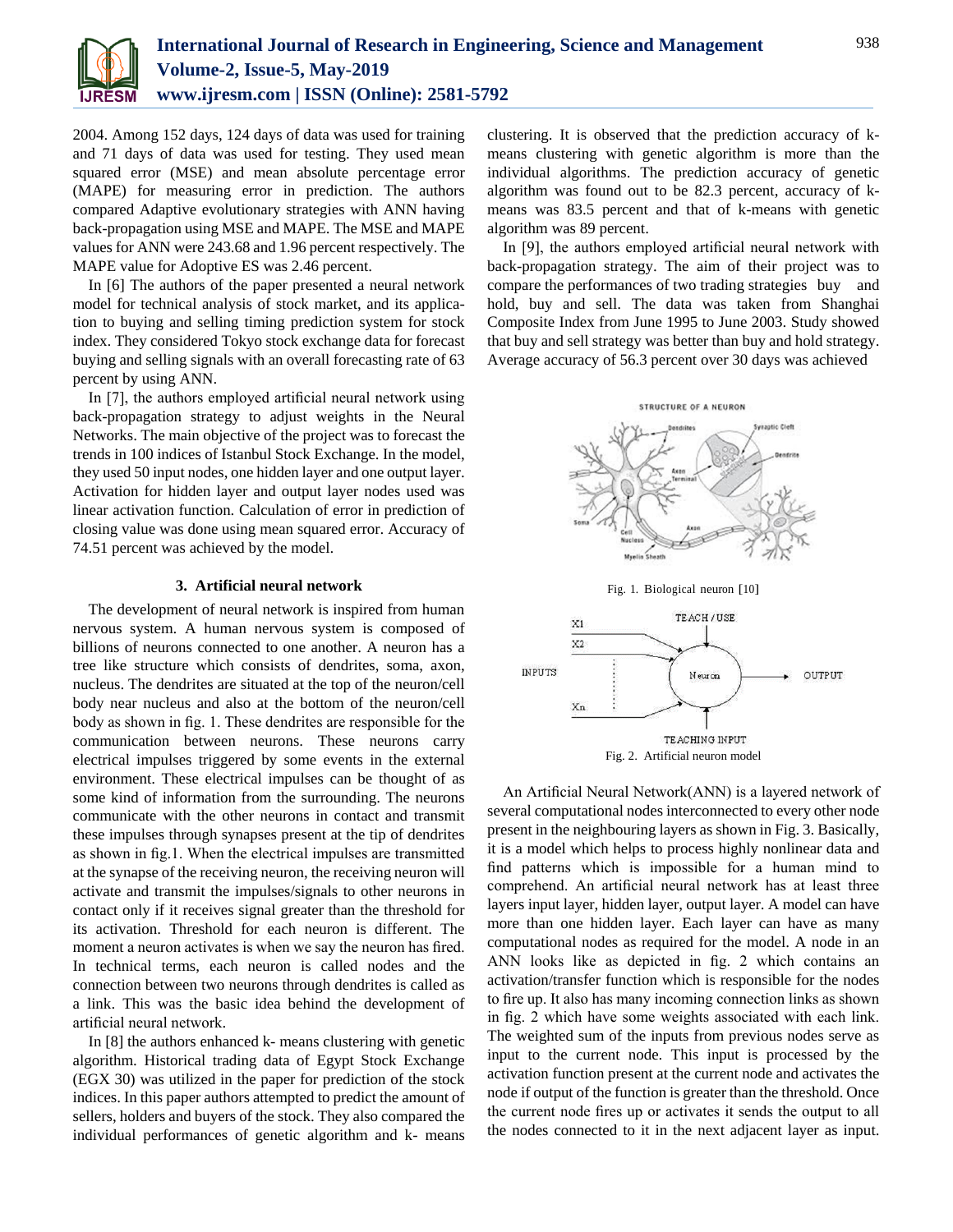2004. Among 152 days, 124 days of data was used for training and 71 days of data was used for testing. They used mean squared error (MSE) and mean absolute percentage error (MAPE) for measuring error in prediction. The authors compared Adaptive evolutionary strategies with ANN having back-propagation using MSE and MAPE. The MSE and MAPE values for ANN were 243.68 and 1.96 percent respectively. The MAPE value for Adoptive ES was 2.46 percent.

In [6] The authors of the paper presented a neural network model for technical analysis of stock market, and its application to buying and selling timing prediction system for stock index. They considered Tokyo stock exchange data for forecast buying and selling signals with an overall forecasting rate of 63 percent by using ANN.

In [7], the authors employed artificial neural network using back-propagation strategy to adjust weights in the Neural Networks. The main objective of the project was to forecast the trends in 100 indices of Istanbul Stock Exchange. In the model, they used 50 input nodes, one hidden layer and one output layer. Activation for hidden layer and output layer nodes used was linear activation function. Calculation of error in prediction of closing value was done using mean squared error. Accuracy of 74.51 percent was achieved by the model.

### 3. Artificial neural network

The development of neural network is inspired from human nervous system. A human nervous system is composed of billions of neurons connected to one another. A neuron has a tree like structure which consists of dendrites, soma, axon, nucleus. The dendrites are situated at the top of the neuron/cell body near nucleus and also at the bottom of the neuron/cell body as shown in fig. 1. These dendrites are responsible for the communication between neurons. These neurons carry electrical impulses triggered by some events in the external environment. These electrical impulses can be thought of as some kind of information from the surrounding. The neurons communicate with the other neurons in contact and transmit these impulses through synapses present at the tip of dendrites as shown in fig.1. When the electrical impulses are transmitted at the synapse of the receiving neuron, the receiving neuron will activate and transmit the impulses/signals to other neurons in contact only if it receives signal greater than the threshold for its activation. Threshold for each neuron is different. The moment a neuron activates is when we say the neuron has fired. In technical terms, each neuron is called nodes and the connection between two neurons through dendrites is called as a link. This was the basic idea behind the development of artificial neural network.

In [8] the authors enhanced k- means clustering with genetic algorithm. Historical trading data of Egypt Stock Exchange (EGX 30) was utilized in the paper for prediction of the stock indices. In this paper authors attempted to predict the amount of sellers, holders and buyers of the stock. They also compared the individual performances of genetic algorithm and k- means clustering. It is observed that the prediction accuracy of k-means clustering with genetic algorithm is more than the individual algorithms. The prediction accuracy of genetic algorithm was found out to be 82.3 percent, accuracy of k-means was 83.5 percent and that of k-means with genetic algorithm was 89 percent.

In [9], the authors employed artificial neural network with back-propagation strategy. The aim of their project was to compare the performances of two trading strategies buy and hold, buy and sell. The data was taken from Shanghai Composite Index from June 1995 to June 2003. Study showed that buy and sell strategy was better than buy and hold strategy. Average accuracy of 56.3 percent over 30 days was achieved

Fig. 1. Biological neuron [10]

Fig. 2. Artificial neuron model

An Artificial Neural Network(ANN) is a layered network of several computational nodes interconnected to every other node present in the neighbouring layers as shown in Fig. 3. Basically, it is a model which helps to process highly nonlinear data and find patterns which is impossible for a human mind to comprehend. An artificial neural network has at least three layers input layer, hidden layer, output layer. A model can have more than one hidden layer. Each layer can have as many computational nodes as required for the model. A node in an ANN looks like as depicted in fig. 2 which contains an activation/transfer function which is responsible for the nodes to fire up. It also has many incoming connection links as shown in fig. 2 which have some weights associated with each link. The weighted sum of the inputs from previous nodes serve as input to the current node. This input is processed by the activation function present at the current node and activates the node if output of the function is greater than the threshold. Once the current node fires up or activates it sends the output to all the nodes connected to it in the next adjacent layer as input.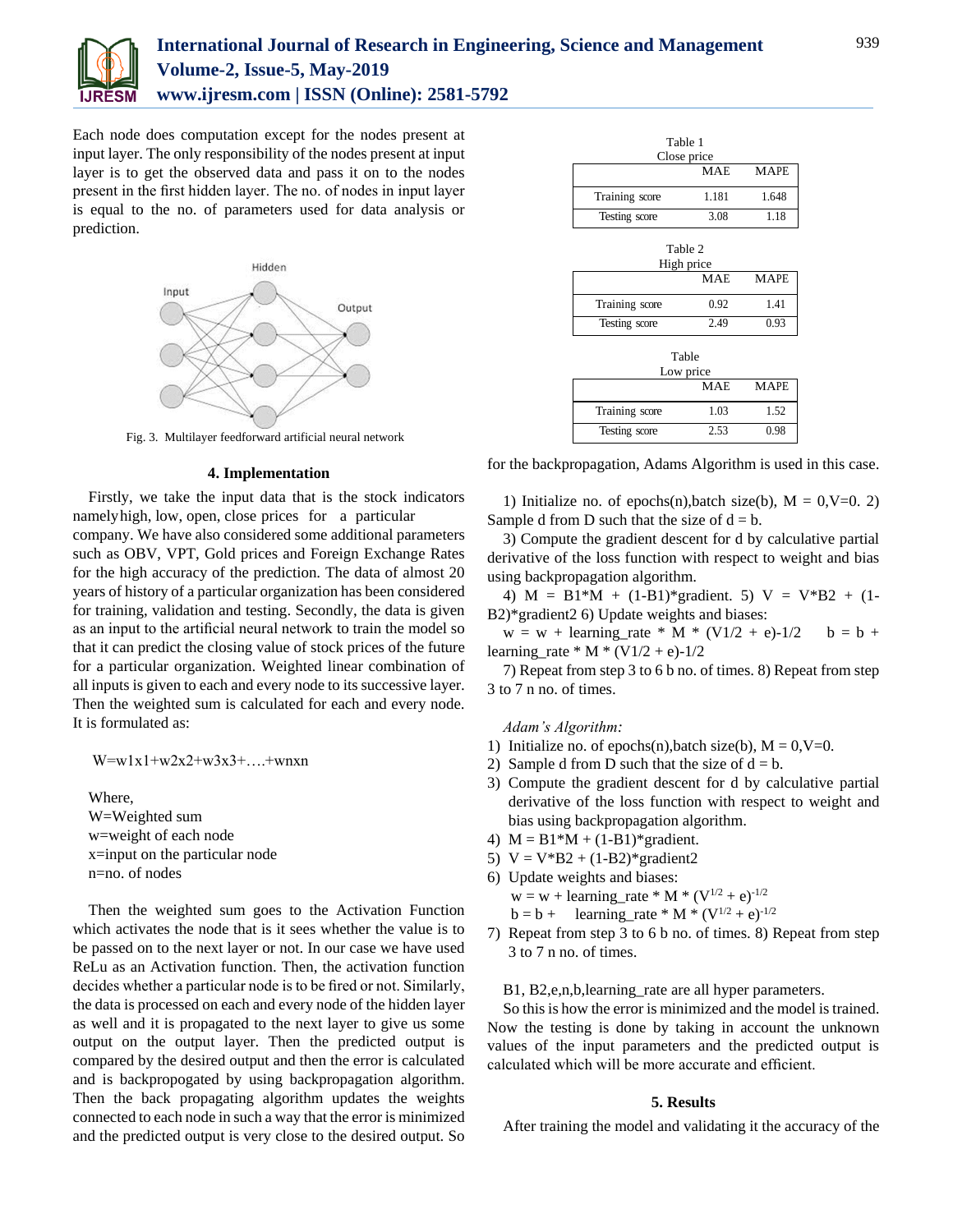Each node does computation except for the nodes present at input layer. The only responsibility of the nodes present at input layer is to get the observed data and pass it on to the nodes present in the first hidden layer. The no. of nodes in input layer is equal to the no. of parameters used for data analysis or prediction.

Fig. 3. Multilayer feedforward artificial neural network

## 4. Implementation

Firstly, we take the input data that is the stock indicators namely high, low, open, close prices for a particular company. We have also considered some additional parameters such as OBV, VPT, Gold prices and Foreign Exchange Rates for the high accuracy of the prediction. The data of almost 20 years of history of a particular organization has been considered for training, validation and testing. Secondly, the data is given as an input to the artificial neural network to train the model so that it can predict the closing value of stock prices of the future for a particular organization. Weighted linear combination of all inputs is given to each and every node to its successive layer. Then the weighted sum is calculated for each and every node. It is formulated as:

$$W = w_1x_1 + w_2x_2 + w_3x_3 + \ldots + w_nx_n$$

Where,
W=Weighted sum
w=weight of each node
x=input on the particular node
n=no. of nodes

Then the weighted sum goes to the Activation Function which activates the node that is it sees whether the value is to be passed on to the next layer or not. In our case we have used ReLu as an Activation function. Then, the activation function decides whether a particular node is to be fired or not. Similarly, the data is processed on each and every node of the hidden layer as well and it is propagated to the next layer to give us some output on the output layer. Then the predicted output is compared by the desired output and then the error is calculated and is backpropogated by using backpropagation algorithm. Then the back propagating algorithm updates the weights connected to each node in such a way that the error is minimized and the predicted output is very close to the desired output. So for the backpropagation, Adams Algorithm is used in this case.

Table 1
Close price

| | MAE | MAPE |
|---|---|---|
| Training score | 1.181 | 1.648 |
| Testing score | 3.08 | 1.18 |

Table 2
High price

| | MAE | MAPE |
|---|---|---|
| Training score | 0.92 | 1.41 |
| Testing score | 2.49 | 0.93 |

Table
Low price

| | MAE | MAPE |
|---|---|---|
| Training score | 1.03 | 1.52 |
| Testing score | 2.53 | 0.98 |

1) Initialize no. of epochs(n),batch size(b), M = 0,V=0. 2) Sample d from D such that the size of d = b.

3) Compute the gradient descent for d by calculative partial derivative of the loss function with respect to weight and bias using backpropagation algorithm.

4) M = B1*M + (1-B1)*gradient. 5) V = V*B2 + (1-B2)*gradient2 6) Update weights and biases:

w = w + learning_rate * M * (V1/2 + e)-1/2   b = b + learning_rate * M * (V1/2 + e)-1/2

7) Repeat from step 3 to 6 b no. of times. 8) Repeat from step 3 to 7 n no. of times.

*Adam's Algorithm:*

1) Initialize no. of epochs(n),batch size(b), M = 0,V=0.
2) Sample d from D such that the size of d = b.
3) Compute the gradient descent for d by calculative partial derivative of the loss function with respect to weight and bias using backpropagation algorithm.
4) M = B1*M + (1-B1)*gradient.
5) V = V*B2 + (1-B2)*gradient2
6) Update weights and biases:
   $w = w + \text{learning\_rate} * M * (V^{1/2} + e)^{-1/2}$
   $b = b + \text{learning\_rate} * M * (V^{1/2} + e)^{-1/2}$
7) Repeat from step 3 to 6 b no. of times. 8) Repeat from step 3 to 7 n no. of times.

B1, B2,e,n,b,learning_rate are all hyper parameters.

So this is how the error is minimized and the model is trained. Now the testing is done by taking in account the unknown values of the input parameters and the predicted output is calculated which will be more accurate and efficient.

## 5. Results

After training the model and validating it the accuracy of the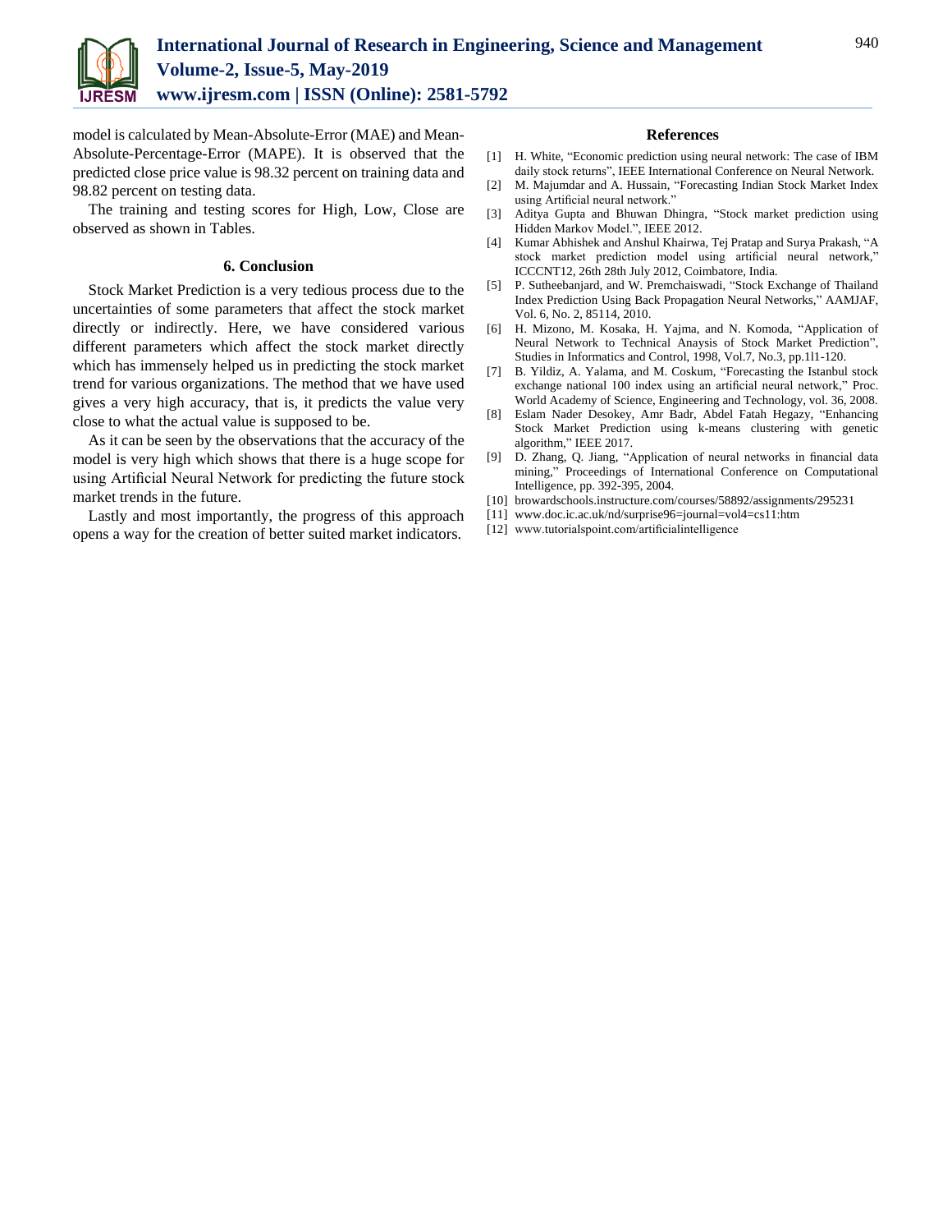model is calculated by Mean-Absolute-Error (MAE) and Mean-Absolute-Percentage-Error (MAPE). It is observed that the predicted close price value is 98.32 percent on training data and 98.82 percent on testing data.

The training and testing scores for High, Low, Close are observed as shown in Tables.

## 6. Conclusion

Stock Market Prediction is a very tedious process due to the uncertainties of some parameters that affect the stock market directly or indirectly. Here, we have considered various different parameters which affect the stock market directly which has immensely helped us in predicting the stock market trend for various organizations. The method that we have used gives a very high accuracy, that is, it predicts the value very close to what the actual value is supposed to be.

As it can be seen by the observations that the accuracy of the model is very high which shows that there is a huge scope for using Artificial Neural Network for predicting the future stock market trends in the future.

Lastly and most importantly, the progress of this approach opens a way for the creation of better suited market indicators.

## References

[1] H. White, "Economic prediction using neural network: The case of IBM daily stock returns", IEEE International Conference on Neural Network.

[2] M. Majumdar and A. Hussain, "Forecasting Indian Stock Market Index using Artificial neural network."

[3] Aditya Gupta and Bhuwan Dhingra, "Stock market prediction using Hidden Markov Model.", IEEE 2012.

[4] Kumar Abhishek and Anshul Khairwa, Tej Pratap and Surya Prakash, "A stock market prediction model using artificial neural network," ICCCNT12, 26th 28th July 2012, Coimbatore, India.

[5] P. Sutheebanjard, and W. Premchaiswadi, "Stock Exchange of Thailand Index Prediction Using Back Propagation Neural Networks," AAMJAF, Vol. 6, No. 2, 85114, 2010.

[6] H. Mizono, M. Kosaka, H. Yajma, and N. Komoda, "Application of Neural Network to Technical Anaysis of Stock Market Prediction", Studies in Informatics and Control, 1998, Vol.7, No.3, pp.1l1-120.

[7] B. Yildiz, A. Yalama, and M. Coskum, "Forecasting the Istanbul stock exchange national 100 index using an artificial neural network," Proc. World Academy of Science, Engineering and Technology, vol. 36, 2008.

[8] Eslam Nader Desokey, Amr Badr, Abdel Fatah Hegazy, "Enhancing Stock Market Prediction using k-means clustering with genetic algorithm," IEEE 2017.

[9] D. Zhang, Q. Jiang, "Application of neural networks in financial data mining," Proceedings of International Conference on Computational Intelligence, pp. 392-395, 2004.

[10] browardschools.instructure.com/courses/58892/assignments/295231

[11] www.doc.ic.ac.uk/nd/surprise96=journal=vol4=cs11:htm

[12] www.tutorialspoint.com/artificialintelligence